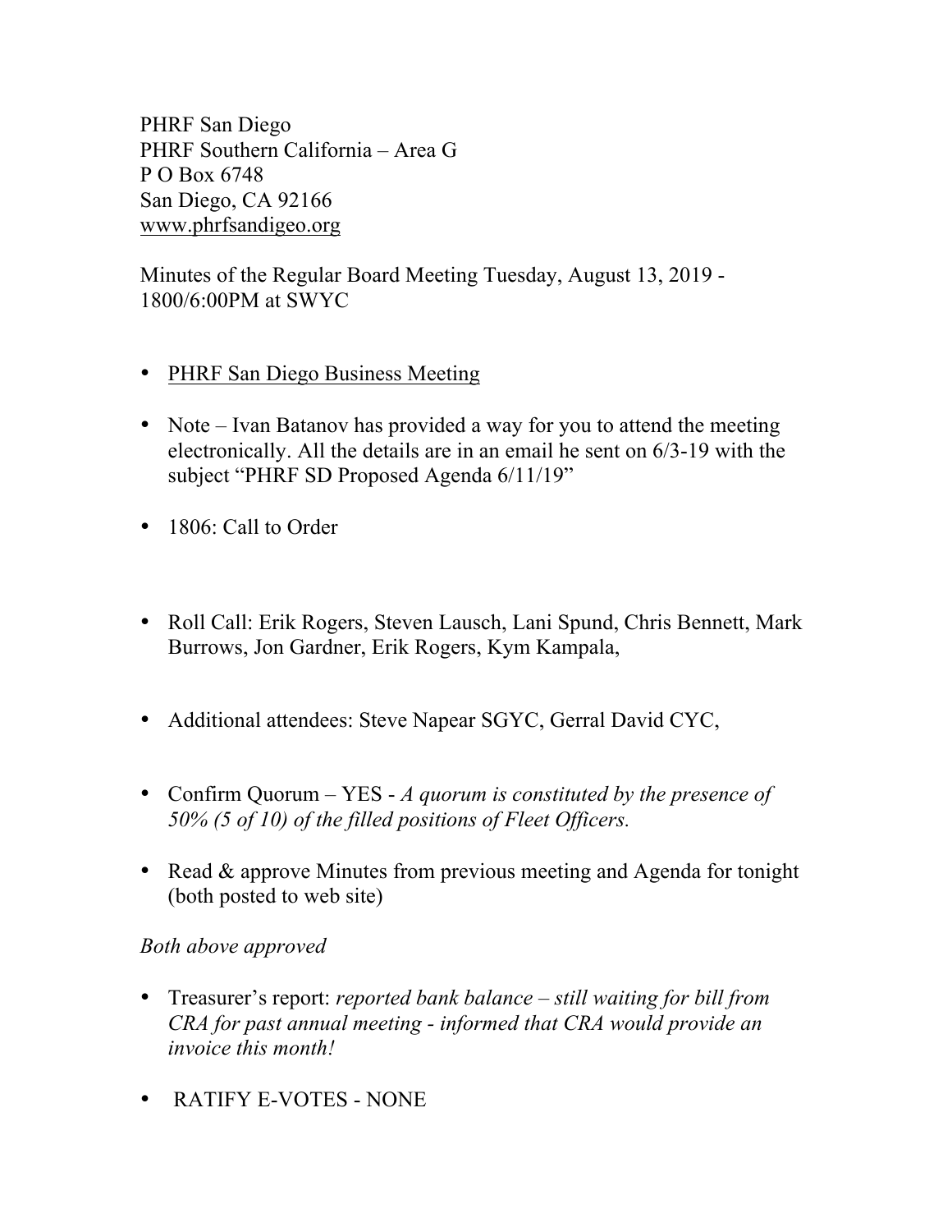PHRF San Diego
PHRF Southern California – Area G
P O Box 6748
San Diego, CA 92166
www.phrfsandigeo.org

Minutes of the Regular Board Meeting Tuesday, August 13, 2019 - 1800/6:00PM at SWYC

- PHRF San Diego Business Meeting
- Note – Ivan Batanov has provided a way for you to attend the meeting electronically. All the details are in an email he sent on 6/3-19 with the subject "PHRF SD Proposed Agenda 6/11/19"
- 1806: Call to Order
- Roll Call: Erik Rogers, Steven Lausch, Lani Spund, Chris Bennett, Mark Burrows, Jon Gardner, Erik Rogers, Kym Kampala,
- Additional attendees: Steve Napear SGYC, Gerral David CYC,
- Confirm Quorum – YES - *A quorum is constituted by the presence of 50% (5 of 10) of the filled positions of Fleet Officers.*
- Read & approve Minutes from previous meeting and Agenda for tonight (both posted to web site)

*Both above approved*

- Treasurer's report: *reported bank balance – still waiting for bill from CRA for past annual meeting - informed that CRA would provide an invoice this month!*
- RATIFY E-VOTES - NONE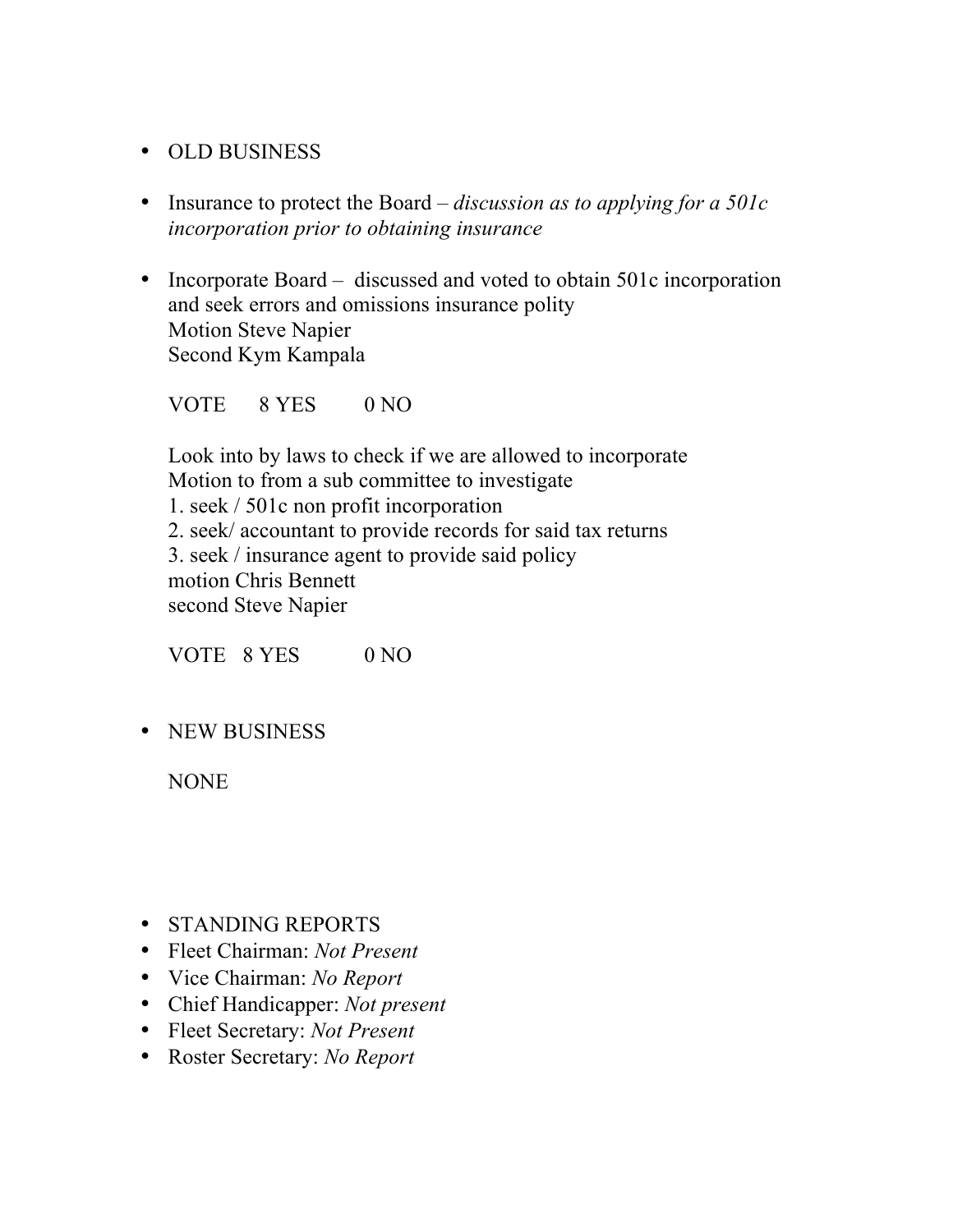- OLD BUSINESS

- Insurance to protect the Board – *discussion as to applying for a 501c incorporation prior to obtaining insurance*

- Incorporate Board – discussed and voted to obtain 501c incorporation and seek errors and omissions insurance polity
  Motion Steve Napier
  Second Kym Kampala

  VOTE 8 YES 0 NO

  Look into by laws to check if we are allowed to incorporate
  Motion to from a sub committee to investigate
  1. seek / 501c non profit incorporation
  2. seek/ accountant to provide records for said tax returns
  3. seek / insurance agent to provide said policy
  motion Chris Bennett
  second Steve Napier

  VOTE 8 YES 0 NO

- NEW BUSINESS

  NONE

- STANDING REPORTS
- Fleet Chairman: *Not Present*
- Vice Chairman: *No Report*
- Chief Handicapper: *Not present*
- Fleet Secretary: *Not Present*
- Roster Secretary: *No Report*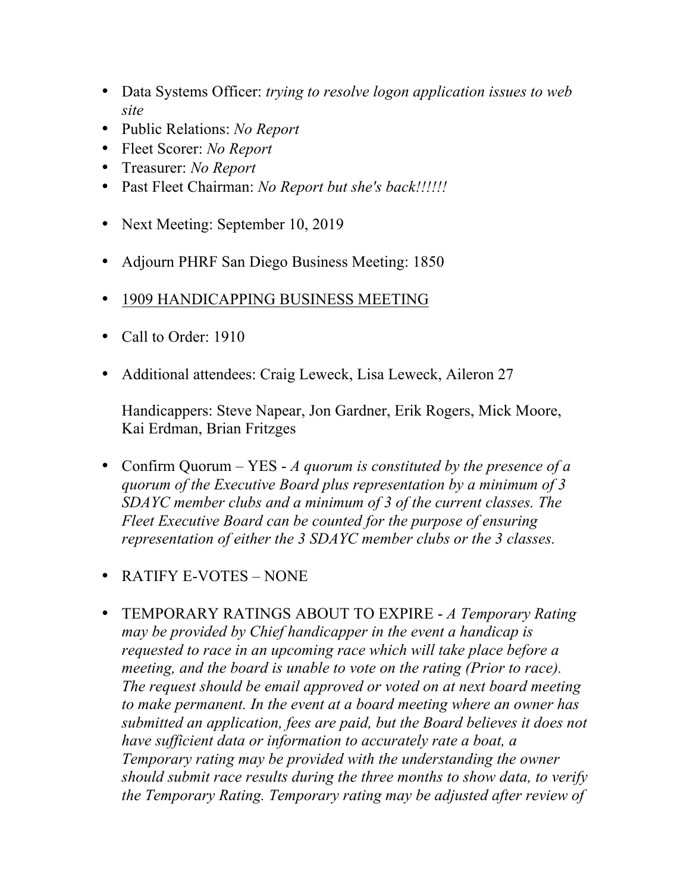- Data Systems Officer: *trying to resolve logon application issues to web site*
- Public Relations: *No Report*
- Fleet Scorer: *No Report*
- Treasurer: *No Report*
- Past Fleet Chairman: *No Report but she's back!!!!!!*

- Next Meeting: September 10, 2019

- Adjourn PHRF San Diego Business Meeting: 1850

- <u>1909 HANDICAPPING BUSINESS MEETING</u>

- Call to Order: 1910

- Additional attendees: Craig Leweck, Lisa Leweck, Aileron 27

  Handicappers: Steve Napear, Jon Gardner, Erik Rogers, Mick Moore, Kai Erdman, Brian Fritzges

- Confirm Quorum – YES - *A quorum is constituted by the presence of a quorum of the Executive Board plus representation by a minimum of 3 SDAYC member clubs and a minimum of 3 of the current classes. The Fleet Executive Board can be counted for the purpose of ensuring representation of either the 3 SDAYC member clubs or the 3 classes.*

- RATIFY E-VOTES – NONE

- TEMPORARY RATINGS ABOUT TO EXPIRE - *A Temporary Rating may be provided by Chief handicapper in the event a handicap is requested to race in an upcoming race which will take place before a meeting, and the board is unable to vote on the rating (Prior to race). The request should be email approved or voted on at next board meeting to make permanent. In the event at a board meeting where an owner has submitted an application, fees are paid, but the Board believes it does not have sufficient data or information to accurately rate a boat, a Temporary rating may be provided with the understanding the owner should submit race results during the three months to show data, to verify the Temporary Rating. Temporary rating may be adjusted after review of*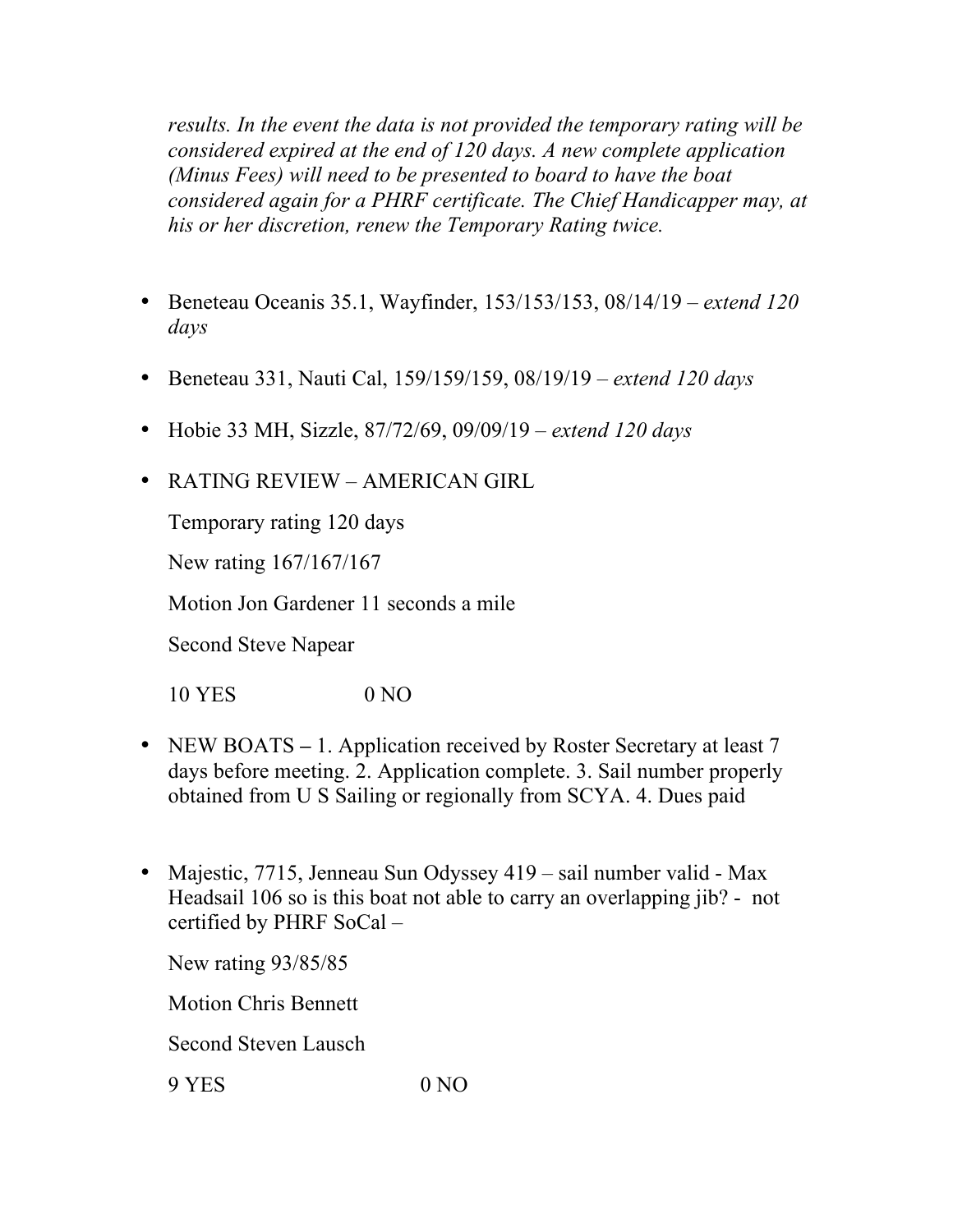*results. In the event the data is not provided the temporary rating will be considered expired at the end of 120 days. A new complete application (Minus Fees) will need to be presented to board to have the boat considered again for a PHRF certificate. The Chief Handicapper may, at his or her discretion, renew the Temporary Rating twice.*

- Beneteau Oceanis 35.1, Wayfinder, 153/153/153, 08/14/19 – *extend 120 days*

- Beneteau 331, Nauti Cal, 159/159/159, 08/19/19 – *extend 120 days*

- Hobie 33 MH, Sizzle, 87/72/69, 09/09/19 – *extend 120 days*

- RATING REVIEW – AMERICAN GIRL

  Temporary rating 120 days

  New rating 167/167/167

  Motion Jon Gardener 11 seconds a mile

  Second Steve Napear

  10 YES 0 NO

- NEW BOATS – 1. Application received by Roster Secretary at least 7 days before meeting. 2. Application complete. 3. Sail number properly obtained from U S Sailing or regionally from SCYA. 4. Dues paid

- Majestic, 7715, Jenneau Sun Odyssey 419 – sail number valid - Max Headsail 106 so is this boat not able to carry an overlapping jib? - not certified by PHRF SoCal –

  New rating 93/85/85

  Motion Chris Bennett

  Second Steven Lausch

  9 YES 0 NO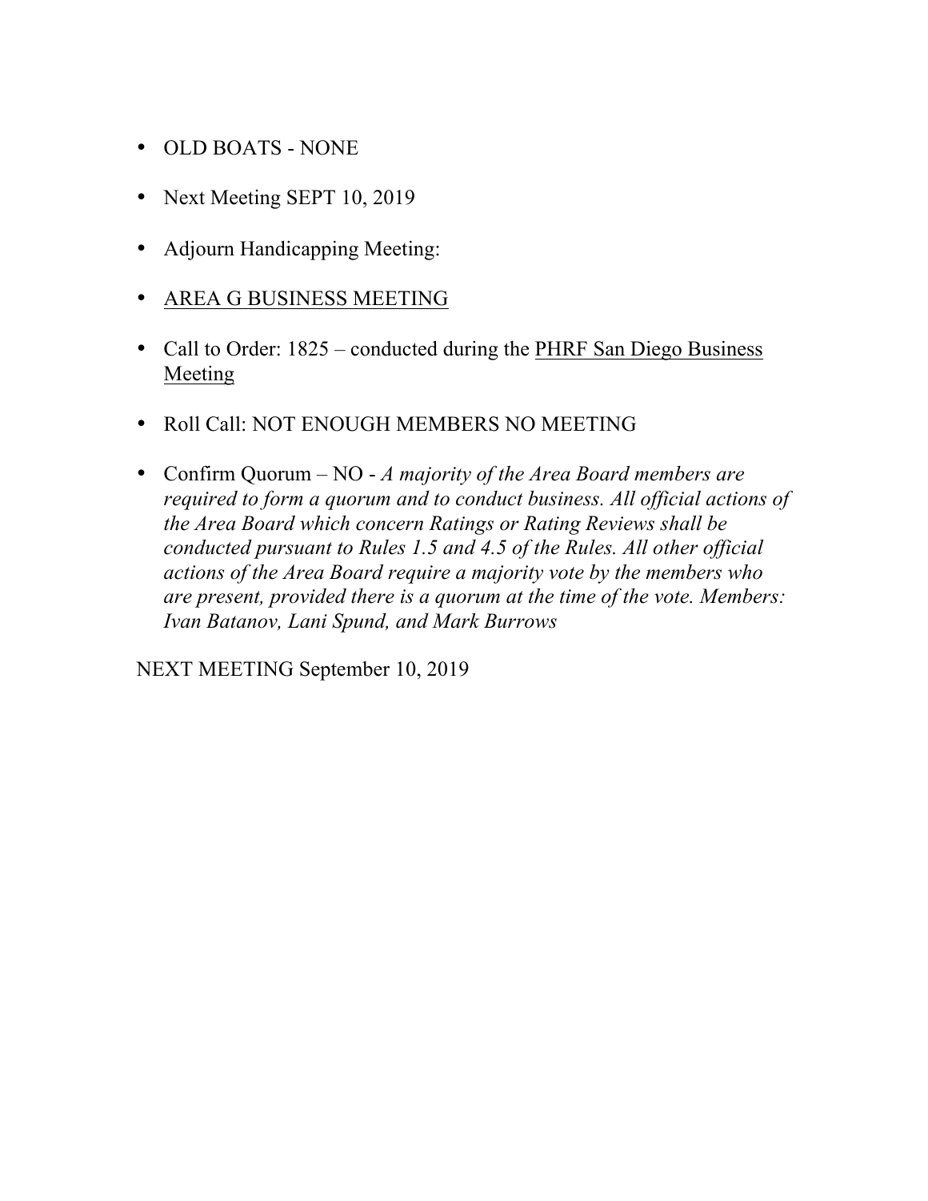- OLD BOATS - NONE
- Next Meeting SEPT 10, 2019
- Adjourn Handicapping Meeting:
- <u>AREA G BUSINESS MEETING</u>
- Call to Order: 1825 – conducted during the <u>PHRF San Diego Business Meeting</u>
- Roll Call: NOT ENOUGH MEMBERS NO MEETING
- Confirm Quorum – NO - *A majority of the Area Board members are required to form a quorum and to conduct business. All official actions of the Area Board which concern Ratings or Rating Reviews shall be conducted pursuant to Rules 1.5 and 4.5 of the Rules. All other official actions of the Area Board require a majority vote by the members who are present, provided there is a quorum at the time of the vote. Members: Ivan Batanov, Lani Spund, and Mark Burrows*

NEXT MEETING September 10, 2019